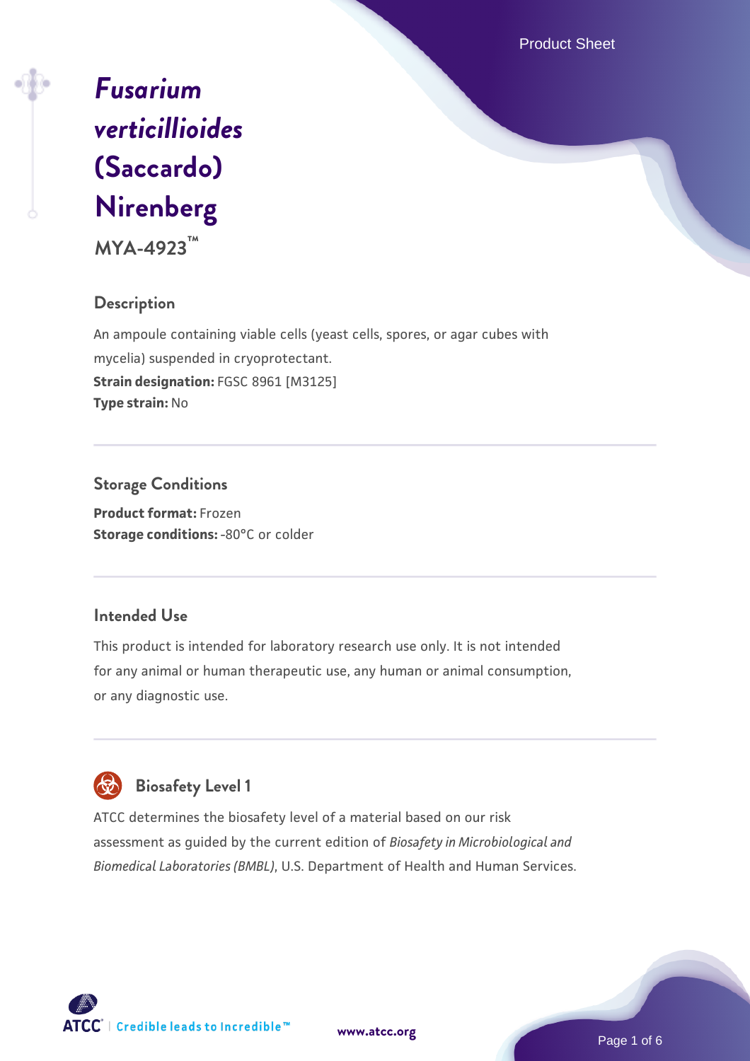# *Fusarium verticillioides* (Saccardo) Nirenberg

**MYA-4923™**

## Description

An ampoule containing viable cells (yeast cells, spores, or agar cubes with mycelia) suspended in cryoprotectant.

**Strain designation:** FGSC 8961 [M3125]

**Type strain:** No

## Storage Conditions

**Product format:** Frozen

**Storage conditions:** -80°C or colder

## Intended Use

This product is intended for laboratory research use only. It is not intended for any animal or human therapeutic use, any human or animal consumption, or any diagnostic use.

## Biosafety Level 1

ATCC determines the biosafety level of a material based on our risk assessment as guided by the current edition of *Biosafety in Microbiological and Biomedical Laboratories (BMBL)*, U.S. Department of Health and Human Services.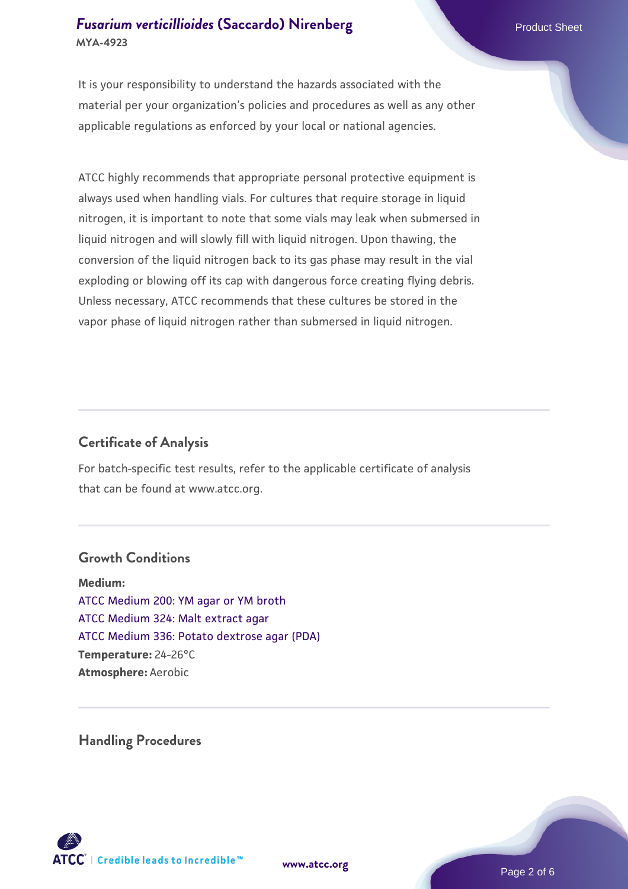It is your responsibility to understand the hazards associated with the material per your organization's policies and procedures as well as any other applicable regulations as enforced by your local or national agencies.

ATCC highly recommends that appropriate personal protective equipment is always used when handling vials. For cultures that require storage in liquid nitrogen, it is important to note that some vials may leak when submersed in liquid nitrogen and will slowly fill with liquid nitrogen. Upon thawing, the conversion of the liquid nitrogen back to its gas phase may result in the vial exploding or blowing off its cap with dangerous force creating flying debris. Unless necessary, ATCC recommends that these cultures be stored in the vapor phase of liquid nitrogen rather than submersed in liquid nitrogen.

## Certificate of Analysis

For batch-specific test results, refer to the applicable certificate of analysis that can be found at www.atcc.org.

## Growth Conditions

**Medium:**
ATCC Medium 200: YM agar or YM broth
ATCC Medium 324: Malt extract agar
ATCC Medium 336: Potato dextrose agar (PDA)
**Temperature:** 24-26°C
**Atmosphere:** Aerobic

## Handling Procedures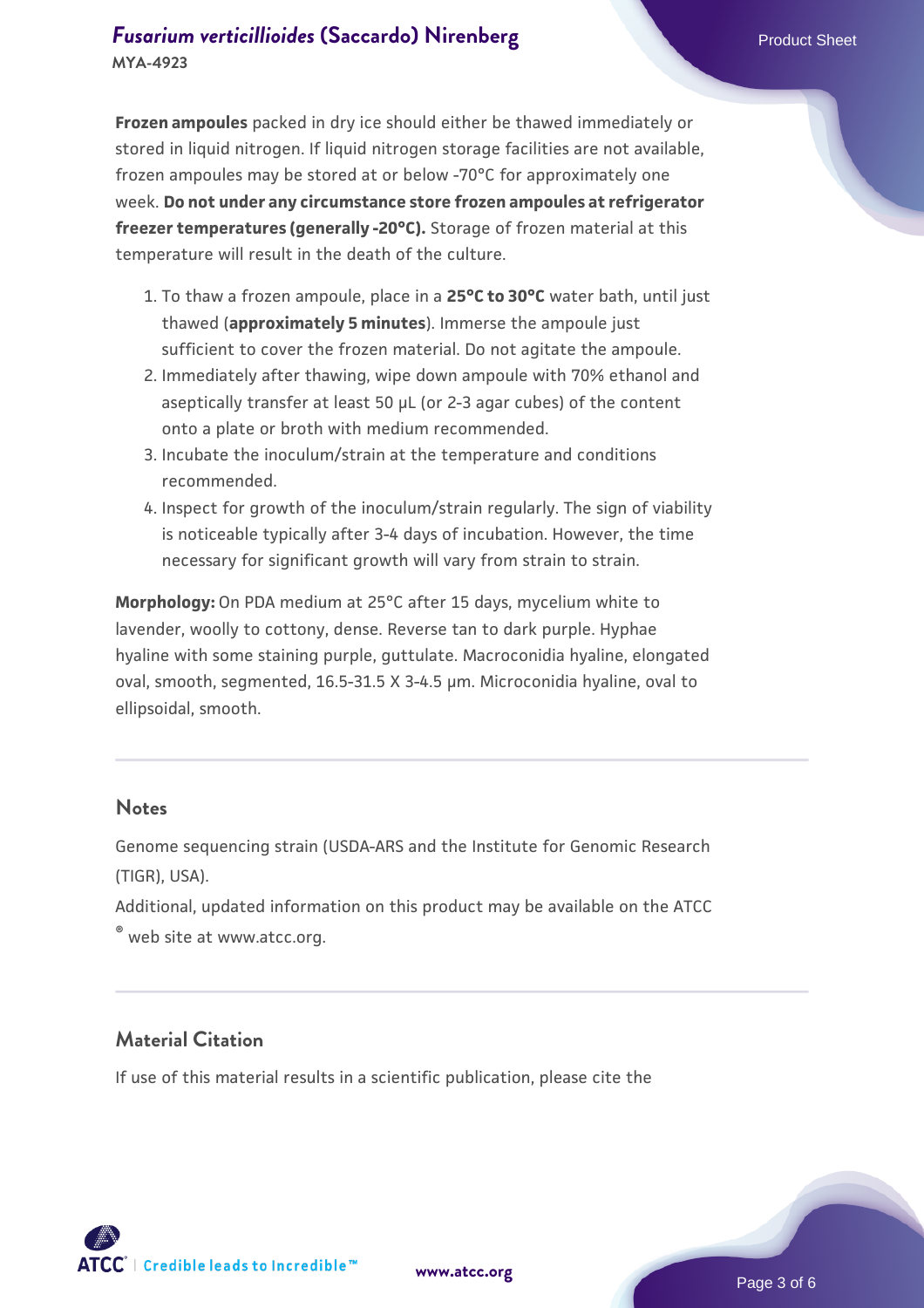**Frozen ampoules** packed in dry ice should either be thawed immediately or stored in liquid nitrogen. If liquid nitrogen storage facilities are not available, frozen ampoules may be stored at or below -70°C for approximately one week. **Do not under any circumstance store frozen ampoules at refrigerator freezer temperatures (generally -20°C).** Storage of frozen material at this temperature will result in the death of the culture.

1. To thaw a frozen ampoule, place in a **25°C to 30°C** water bath, until just thawed (**approximately 5 minutes**). Immerse the ampoule just sufficient to cover the frozen material. Do not agitate the ampoule.
2. Immediately after thawing, wipe down ampoule with 70% ethanol and aseptically transfer at least 50 µL (or 2-3 agar cubes) of the content onto a plate or broth with medium recommended.
3. Incubate the inoculum/strain at the temperature and conditions recommended.
4. Inspect for growth of the inoculum/strain regularly. The sign of viability is noticeable typically after 3-4 days of incubation. However, the time necessary for significant growth will vary from strain to strain.

**Morphology:** On PDA medium at 25°C after 15 days, mycelium white to lavender, woolly to cottony, dense. Reverse tan to dark purple. Hyphae hyaline with some staining purple, guttulate. Macroconidia hyaline, elongated oval, smooth, segmented, 16.5-31.5 X 3-4.5 µm. Microconidia hyaline, oval to ellipsoidal, smooth.

## Notes

Genome sequencing strain (USDA-ARS and the Institute for Genomic Research (TIGR), USA).

Additional, updated information on this product may be available on the ATCC® web site at www.atcc.org.

## Material Citation

If use of this material results in a scientific publication, please cite the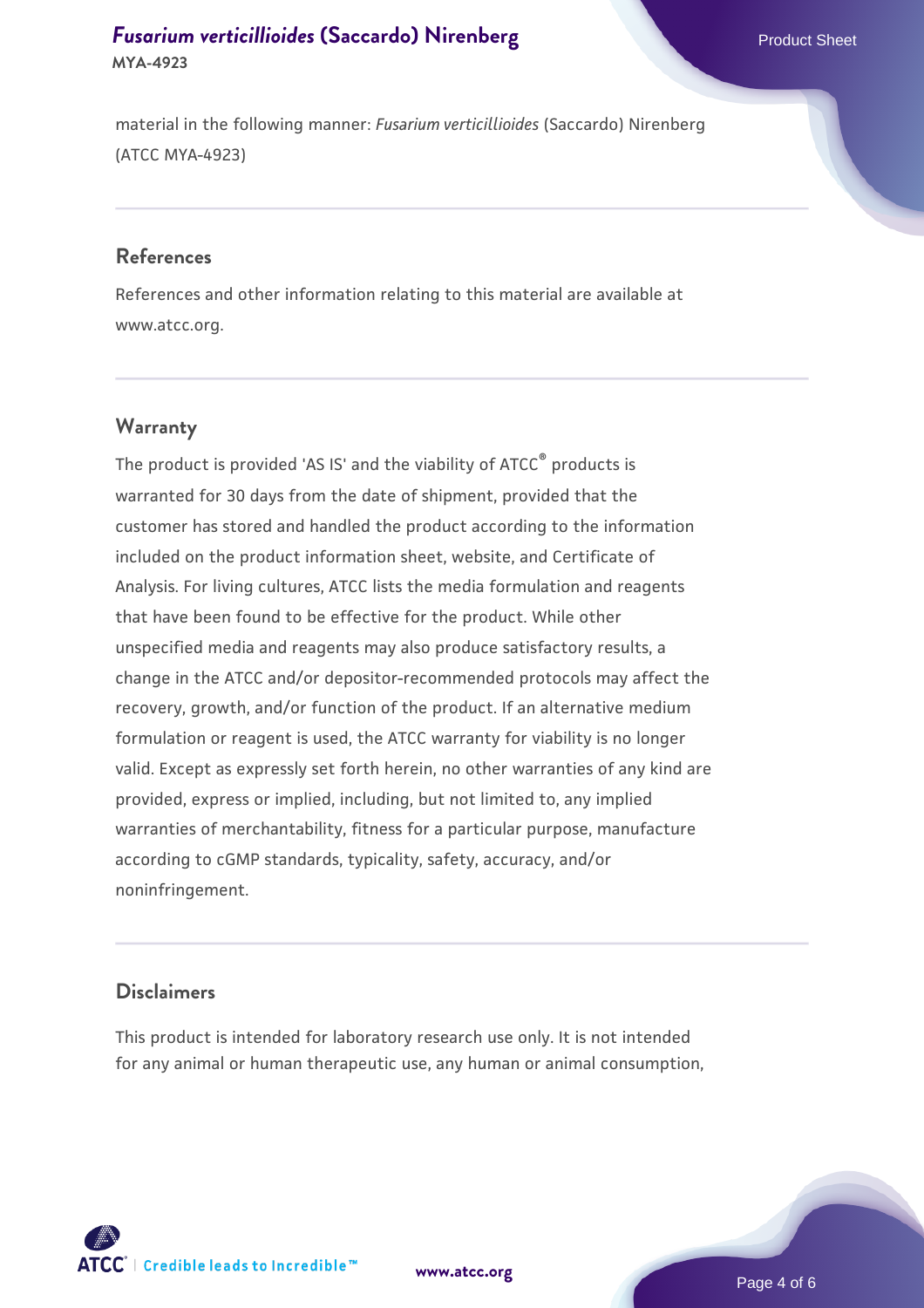material in the following manner: *Fusarium verticillioides* (Saccardo) Nirenberg (ATCC MYA-4923)

## References

References and other information relating to this material are available at www.atcc.org.

## Warranty

The product is provided 'AS IS' and the viability of ATCC® products is warranted for 30 days from the date of shipment, provided that the customer has stored and handled the product according to the information included on the product information sheet, website, and Certificate of Analysis. For living cultures, ATCC lists the media formulation and reagents that have been found to be effective for the product. While other unspecified media and reagents may also produce satisfactory results, a change in the ATCC and/or depositor-recommended protocols may affect the recovery, growth, and/or function of the product. If an alternative medium formulation or reagent is used, the ATCC warranty for viability is no longer valid. Except as expressly set forth herein, no other warranties of any kind are provided, express or implied, including, but not limited to, any implied warranties of merchantability, fitness for a particular purpose, manufacture according to cGMP standards, typicality, safety, accuracy, and/or noninfringement.

## Disclaimers

This product is intended for laboratory research use only. It is not intended for any animal or human therapeutic use, any human or animal consumption,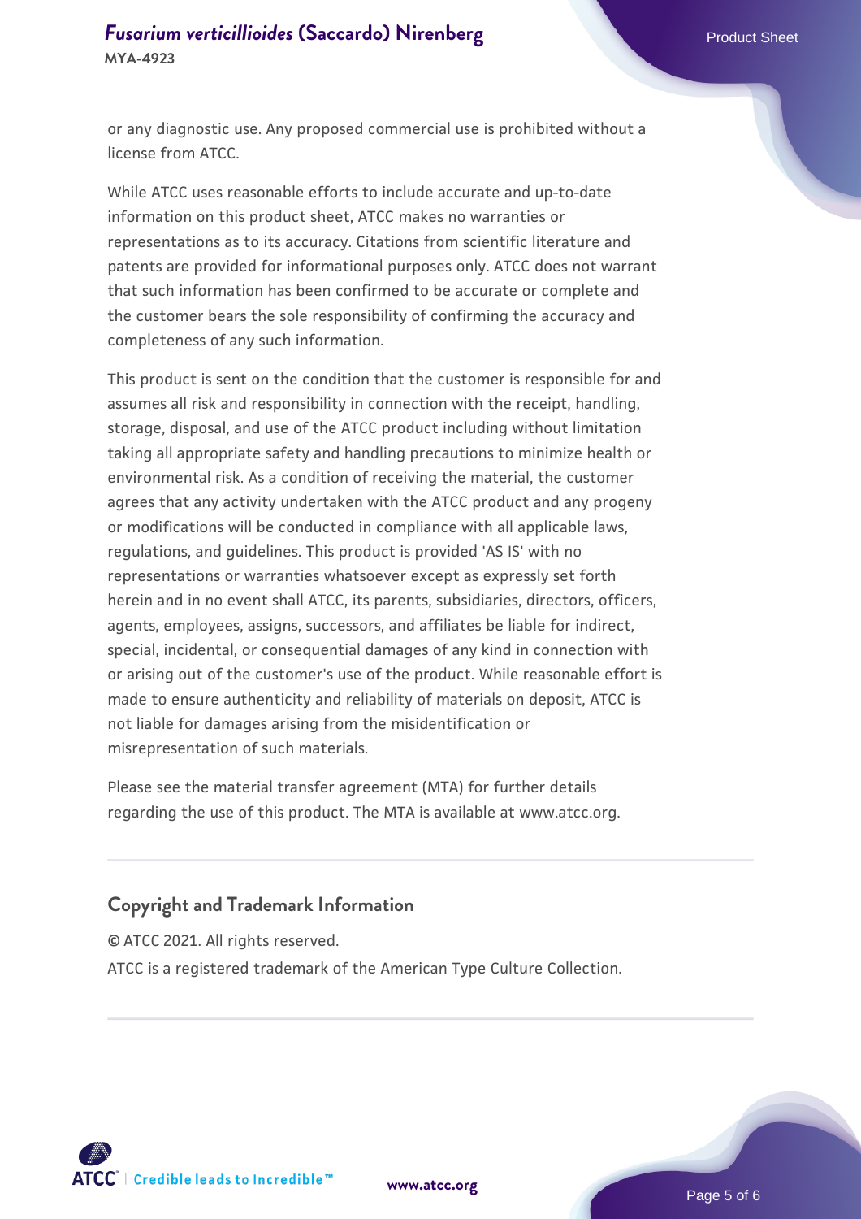or any diagnostic use. Any proposed commercial use is prohibited without a license from ATCC.

While ATCC uses reasonable efforts to include accurate and up-to-date information on this product sheet, ATCC makes no warranties or representations as to its accuracy. Citations from scientific literature and patents are provided for informational purposes only. ATCC does not warrant that such information has been confirmed to be accurate or complete and the customer bears the sole responsibility of confirming the accuracy and completeness of any such information.

This product is sent on the condition that the customer is responsible for and assumes all risk and responsibility in connection with the receipt, handling, storage, disposal, and use of the ATCC product including without limitation taking all appropriate safety and handling precautions to minimize health or environmental risk. As a condition of receiving the material, the customer agrees that any activity undertaken with the ATCC product and any progeny or modifications will be conducted in compliance with all applicable laws, regulations, and guidelines. This product is provided 'AS IS' with no representations or warranties whatsoever except as expressly set forth herein and in no event shall ATCC, its parents, subsidiaries, directors, officers, agents, employees, assigns, successors, and affiliates be liable for indirect, special, incidental, or consequential damages of any kind in connection with or arising out of the customer's use of the product. While reasonable effort is made to ensure authenticity and reliability of materials on deposit, ATCC is not liable for damages arising from the misidentification or misrepresentation of such materials.

Please see the material transfer agreement (MTA) for further details regarding the use of this product. The MTA is available at www.atcc.org.

## Copyright and Trademark Information

© ATCC 2021. All rights reserved.

ATCC is a registered trademark of the American Type Culture Collection.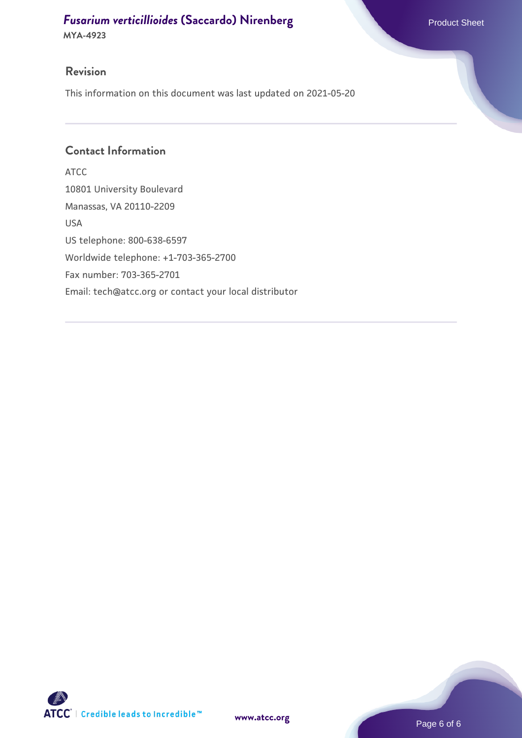## Revision

This information on this document was last updated on 2021-05-20

## Contact Information

ATCC
10801 University Boulevard
Manassas, VA 20110-2209
USA
US telephone: 800-638-6597
Worldwide telephone: +1-703-365-2700
Fax number: 703-365-2701
Email: tech@atcc.org or contact your local distributor